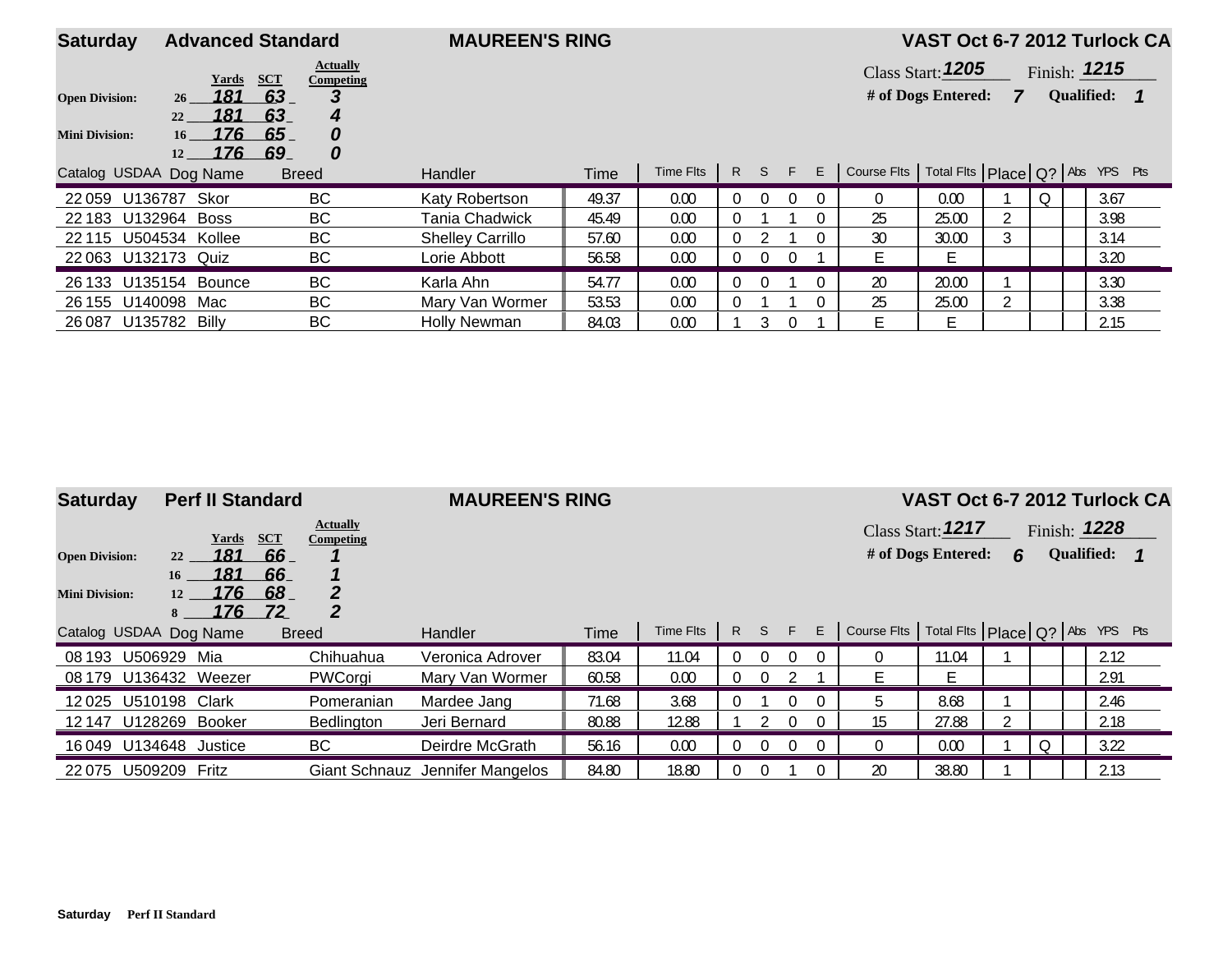## Saturday — Advanced Standard — MAUREEN'S RING — VAST Oct 6-7 2012 Turlock CA

Class Start: **1205** Finish: **1215**

**# of Dogs Entered: 7** **Qualified: 1**

| Division | Height | Yards | SCT | Actually Competing |
|---|---|---|---|---|
| **Open Division:** | 26 | 181 | 63 | 3 |
| | 22 | 181 | 63 | 4 |
| **Mini Division:** | 16 | 176 | 65 | 0 |
| | 12 | 176 | 69 | 0 |

| Catalog | USDAA | Dog Name | Breed | Handler | Time | Time Flts | R | S | F | E | Course Flts | Total Flts | Place | Q? | Abs | YPS | Pts |
|---|---|---|---|---|---|---|---|---|---|---|---|---|---|---|---|---|---|
| 22 059 | U136787 | Skor | BC | Katy Robertson | 49.37 | 0.00 | 0 | 0 | 0 | 0 | 0 | 0.00 | 1 | Q | | 3.67 | |
| 22 183 | U132964 | Boss | BC | Tania Chadwick | 45.49 | 0.00 | 0 | 1 | 1 | 0 | 25 | 25.00 | 2 | | | 3.98 | |
| 22 115 | U504534 | Kollee | BC | Shelley Carrillo | 57.60 | 0.00 | 0 | 2 | 1 | 0 | 30 | 30.00 | 3 | | | 3.14 | |
| 22 063 | U132173 | Quiz | BC | Lorie Abbott | 56.58 | 0.00 | 0 | 0 | 0 | 1 | E | E | | | | 3.20 | |
| 26 133 | U135154 | Bounce | BC | Karla Ahn | 54.77 | 0.00 | 0 | 0 | 1 | 0 | 20 | 20.00 | 1 | | | 3.30 | |
| 26 155 | U140098 | Mac | BC | Mary Van Wormer | 53.53 | 0.00 | 0 | 1 | 1 | 0 | 25 | 25.00 | 2 | | | 3.38 | |
| 26 087 | U135782 | Billy | BC | Holly Newman | 84.03 | 0.00 | 1 | 3 | 0 | 1 | E | E | | | | 2.15 | |

## Saturday — Perf II Standard — MAUREEN'S RING — VAST Oct 6-7 2012 Turlock CA

Class Start: **1217** Finish: **1228**

**# of Dogs Entered: 6** **Qualified: 1**

| Division | Height | Yards | SCT | Actually Competing |
|---|---|---|---|---|
| **Open Division:** | 22 | 181 | 66 | 1 |
| | 16 | 181 | 66 | 1 |
| **Mini Division:** | 12 | 176 | 68 | 2 |
| | 8 | 176 | 72 | 2 |

| Catalog | USDAA | Dog Name | Breed | Handler | Time | Time Flts | R | S | F | E | Course Flts | Total Flts | Place | Q? | Abs | YPS | Pts |
|---|---|---|---|---|---|---|---|---|---|---|---|---|---|---|---|---|---|
| 08 193 | U506929 | Mia | Chihuahua | Veronica Adrover | 83.04 | 11.04 | 0 | 0 | 0 | 0 | 0 | 11.04 | 1 | | | 2.12 | |
| 08 179 | U136432 | Weezer | PWCorgi | Mary Van Wormer | 60.58 | 0.00 | 0 | 0 | 2 | 1 | E | E | | | | 2.91 | |
| 12 025 | U510198 | Clark | Pomeranian | Mardee Jang | 71.68 | 3.68 | 0 | 1 | 0 | 0 | 5 | 8.68 | 1 | | | 2.46 | |
| 12 147 | U128269 | Booker | Bedlington | Jeri Bernard | 80.88 | 12.88 | 1 | 2 | 0 | 0 | 15 | 27.88 | 2 | | | 2.18 | |
| 16 049 | U134648 | Justice | BC | Deirdre McGrath | 56.16 | 0.00 | 0 | 0 | 0 | 0 | 0 | 0.00 | 1 | Q | | 3.22 | |
| 22 075 | U509209 | Fritz | Giant Schnauz | Jennifer Mangelos | 84.80 | 18.80 | 0 | 0 | 1 | 0 | 20 | 38.80 | 1 | | | 2.13 | |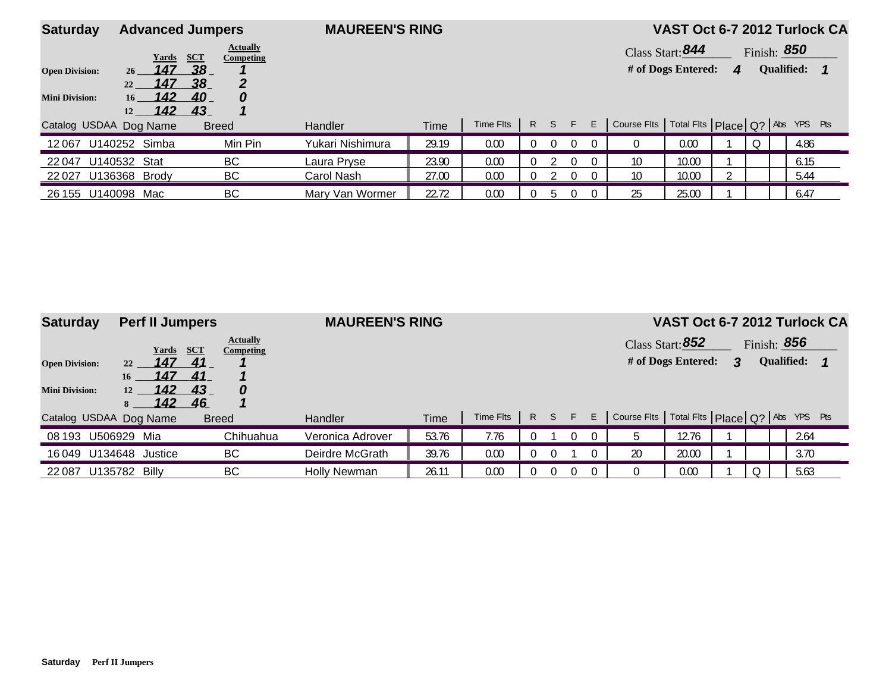## Saturday — Advanced Jumpers — MAUREEN'S RING — VAST Oct 6-7 2012 Turlock CA

Class Start: **844** Finish: **850**

**# of Dogs Entered:** *4* **Qualified:** *1*

| Division | Height | Yards | SCT | Actually Competing |
|---|---|---|---|---|
| Open Division: | 26 | 147 | 38 | 1 |
| | 22 | 147 | 38 | 2 |
| Mini Division: | 16 | 142 | 40 | 0 |
| | 12 | 142 | 43 | 1 |

| Catalog | USDAA | Dog Name | Breed | Handler | Time | Time Flts | R | S | F | E | Course Flts | Total Flts | Place | Q? | Abs | YPS | Pts |
|---|---|---|---|---|---|---|---|---|---|---|---|---|---|---|---|---|---|
| 12 067 | U140252 | Simba | Min Pin | Yukari Nishimura | 29.19 | 0.00 | 0 | 0 | 0 | 0 | 0 | 0.00 | 1 | Q | | 4.86 | |
| 22 047 | U140532 | Stat | BC | Laura Pryse | 23.90 | 0.00 | 0 | 2 | 0 | 0 | 10 | 10.00 | 1 | | | 6.15 | |
| 22 027 | U136368 | Brody | BC | Carol Nash | 27.00 | 0.00 | 0 | 2 | 0 | 0 | 10 | 10.00 | 2 | | | 5.44 | |
| 26 155 | U140098 | Mac | BC | Mary Van Wormer | 22.72 | 0.00 | 0 | 5 | 0 | 0 | 25 | 25.00 | 1 | | | 6.47 | |

## Saturday — Perf II Jumpers — MAUREEN'S RING — VAST Oct 6-7 2012 Turlock CA

Class Start: **852** Finish: **856**

**# of Dogs Entered:** *3* **Qualified:** *1*

| Division | Height | Yards | SCT | Actually Competing |
|---|---|---|---|---|
| Open Division: | 22 | 147 | 41 | 1 |
| | 16 | 147 | 41 | 1 |
| Mini Division: | 12 | 142 | 43 | 0 |
| | 8 | 142 | 46 | 1 |

| Catalog | USDAA | Dog Name | Breed | Handler | Time | Time Flts | R | S | F | E | Course Flts | Total Flts | Place | Q? | Abs | YPS | Pts |
|---|---|---|---|---|---|---|---|---|---|---|---|---|---|---|---|---|---|
| 08 193 | U506929 | Mia | Chihuahua | Veronica Adrover | 53.76 | 7.76 | 0 | 1 | 0 | 0 | 5 | 12.76 | 1 | | | 2.64 | |
| 16 049 | U134648 | Justice | BC | Deirdre McGrath | 39.76 | 0.00 | 0 | 0 | 1 | 0 | 20 | 20.00 | 1 | | | 3.70 | |
| 22 087 | U135782 | Billy | BC | Holly Newman | 26.11 | 0.00 | 0 | 0 | 0 | 0 | 0 | 0.00 | 1 | Q | | 5.63 | |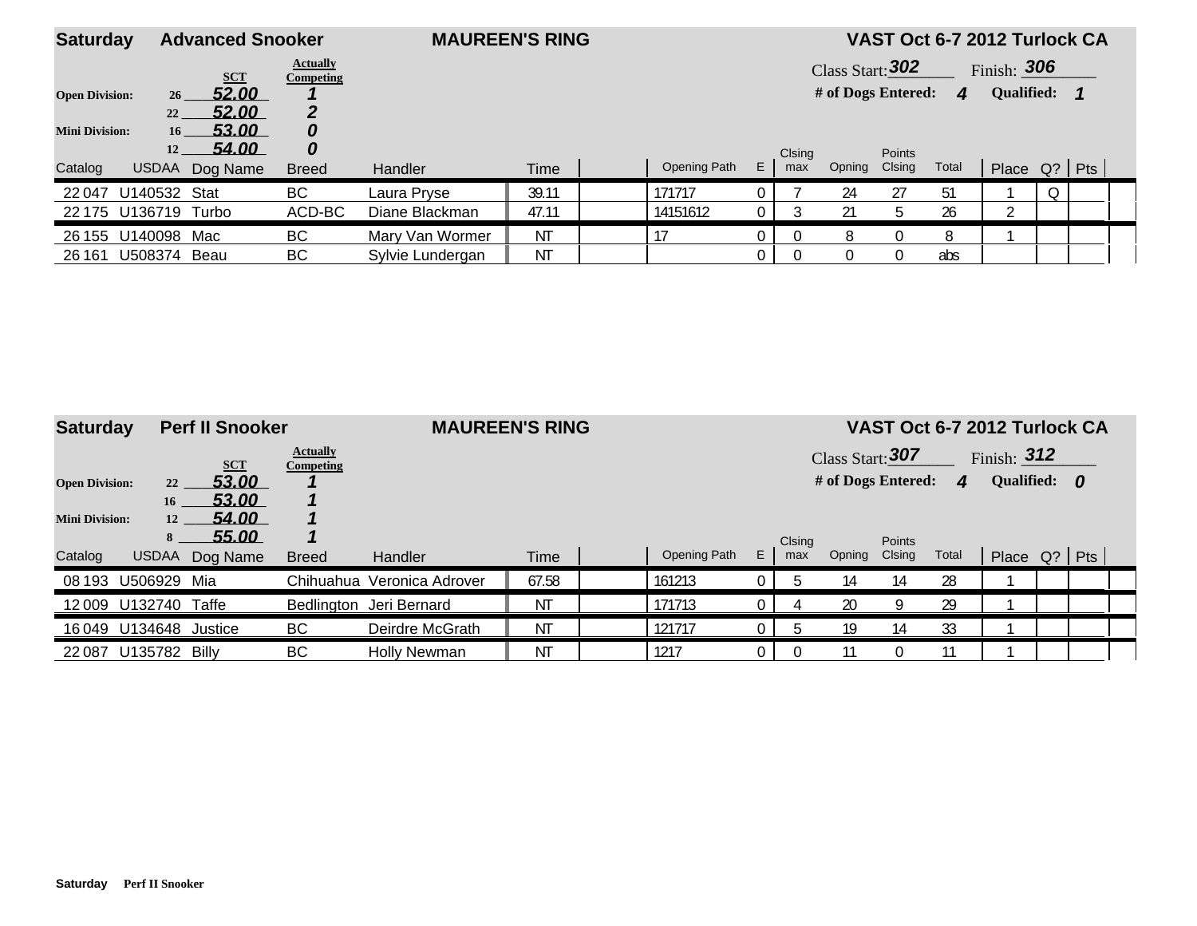## Saturday Advanced Snooker — MAUREEN'S RING — VAST Oct 6-7 2012 Turlock CA

| | | SCT | Actually Competing |
|---|---|---|---|
| Open Division: | 26 | 52.00 | 1 |
| | 22 | 52.00 | 2 |
| Mini Division: | 16 | 53.00 | 0 |
| | 12 | 54.00 | 0 |

Class Start: 302 Finish: 306

# of Dogs Entered: 4 Qualified: 1

| Catalog | USDAA | Dog Name | Breed | Handler | Time | | Opening Path | E | Clsing max | Opning | Points Clsing | Total | Place | Q? | Pts |
|---|---|---|---|---|---|---|---|---|---|---|---|---|---|---|---|
| 22 047 | U140532 | Stat | BC | Laura Pryse | 39.11 | | 171717 | 0 | 7 | 24 | 27 | 51 | 1 | Q | |
| 22 175 | U136719 | Turbo | ACD-BC | Diane Blackman | 47.11 | | 14151612 | 0 | 3 | 21 | 5 | 26 | 2 | | |
| 26 155 | U140098 | Mac | BC | Mary Van Wormer | NT | | 17 | 0 | 0 | 8 | 0 | 8 | 1 | | |
| 26 161 | U508374 | Beau | BC | Sylvie Lundergan | NT | | | 0 | 0 | 0 | 0 | abs | | | |

## Saturday Perf II Snooker — MAUREEN'S RING — VAST Oct 6-7 2012 Turlock CA

| | | SCT | Actually Competing |
|---|---|---|---|
| Open Division: | 22 | 53.00 | 1 |
| | 16 | 53.00 | 1 |
| Mini Division: | 12 | 54.00 | 1 |
| | 8 | 55.00 | 1 |

Class Start: 307 Finish: 312

# of Dogs Entered: 4 Qualified: 0

| Catalog | USDAA | Dog Name | Breed | Handler | Time | | Opening Path | E | Clsing max | Opning | Points Clsing | Total | Place | Q? | Pts |
|---|---|---|---|---|---|---|---|---|---|---|---|---|---|---|---|
| 08 193 | U506929 | Mia | Chihuahua | Veronica Adrover | 67.58 | | 161213 | 0 | 5 | 14 | 14 | 28 | 1 | | |
| 12 009 | U132740 | Taffe | Bedlington | Jeri Bernard | NT | | 171713 | 0 | 4 | 20 | 9 | 29 | 1 | | |
| 16 049 | U134648 | Justice | BC | Deirdre McGrath | NT | | 121717 | 0 | 5 | 19 | 14 | 33 | 1 | | |
| 22 087 | U135782 | Billy | BC | Holly Newman | NT | | 1217 | 0 | 0 | 11 | 0 | 11 | 1 | | |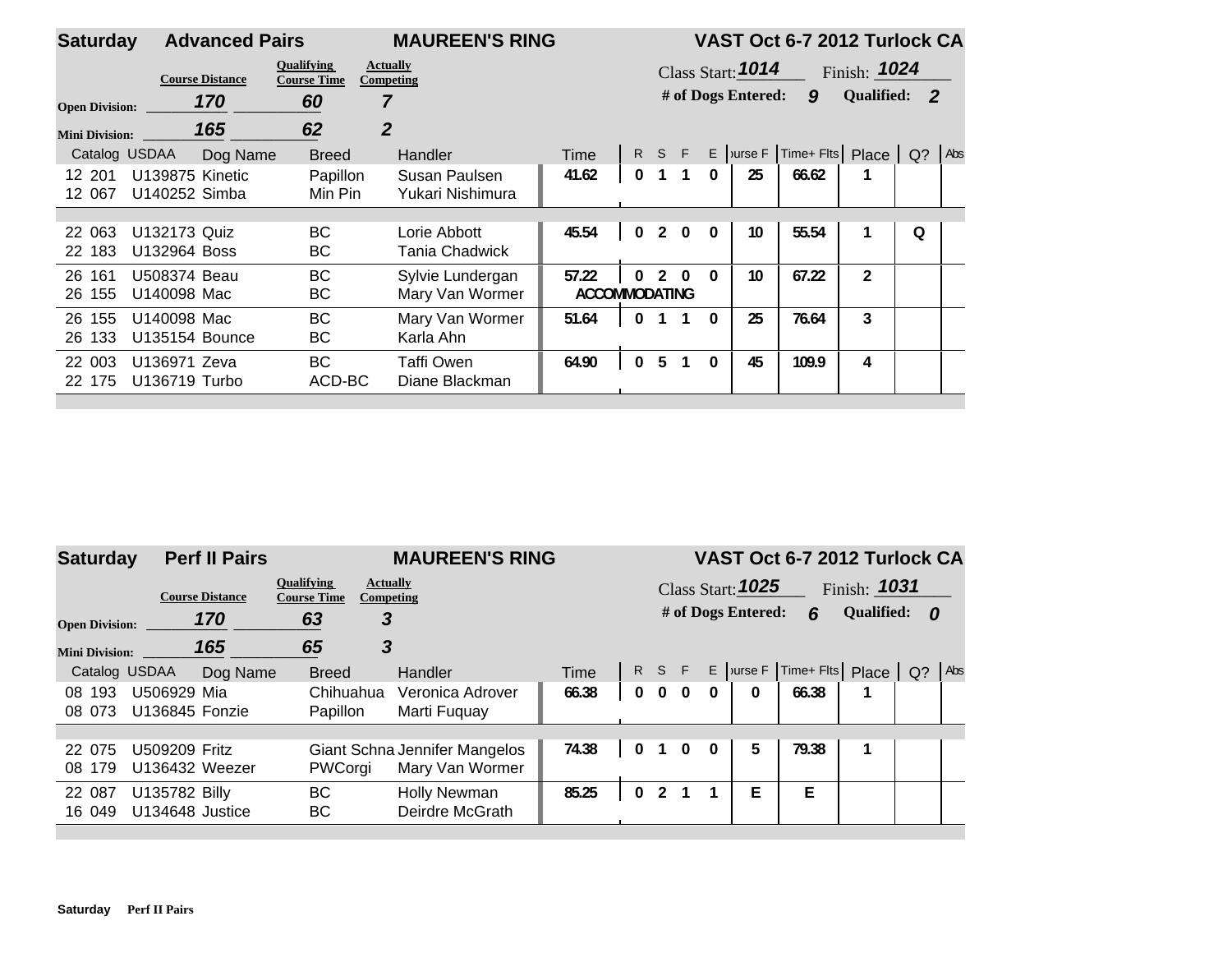## Saturday — Advanced Pairs — MAUREEN'S RING — VAST Oct 6-7 2012 Turlock CA

| | Course Distance | Qualifying Course Time | Actually Competing |
|---|---|---|---|
| Open Division: | 170 | 60 | 7 |
| Mini Division: | 165 | 62 | 2 |

Class Start: 1014 Finish: 1024

\# of Dogs Entered: 9 Qualified: 2

| Catalog | USDAA | Dog Name | Breed | Handler | Time | R | S | F | E | Course F | Time+ Flts | Place | Q? | Abs |
|---|---|---|---|---|---|---|---|---|---|---|---|---|---|---|
| 12 201 | U139875 | Kinetic | Papillon | Susan Paulsen | 41.62 | 0 | 1 | 1 | 0 | 25 | 66.62 | 1 | | |
| 12 067 | U140252 | Simba | Min Pin | Yukari Nishimura | | | | | | | | | | |
| 22 063 | U132173 | Quiz | BC | Lorie Abbott | 45.54 | 0 | 2 | 0 | 0 | 10 | 55.54 | 1 | Q | |
| 22 183 | U132964 | Boss | BC | Tania Chadwick | | | | | | | | | | |
| 26 161 | U508374 | Beau | BC | Sylvie Lundergan | 57.22 | 0 | 2 | 0 | 0 | 10 | 67.22 | 2 | | |
| 26 155 | U140098 | Mac | BC | Mary Van Wormer | ACCOMMODATING | | | | | | | | | |
| 26 155 | U140098 | Mac | BC | Mary Van Wormer | 51.64 | 0 | 1 | 1 | 0 | 25 | 76.64 | 3 | | |
| 26 133 | U135154 | Bounce | BC | Karla Ahn | | | | | | | | | | |
| 22 003 | U136971 | Zeva | BC | Taffi Owen | 64.90 | 0 | 5 | 1 | 0 | 45 | 109.9 | 4 | | |
| 22 175 | U136719 | Turbo | ACD-BC | Diane Blackman | | | | | | | | | | |

## Saturday — Perf II Pairs — MAUREEN'S RING — VAST Oct 6-7 2012 Turlock CA

| | Course Distance | Qualifying Course Time | Actually Competing |
|---|---|---|---|
| Open Division: | 170 | 63 | 3 |
| Mini Division: | 165 | 65 | 3 |

Class Start: 1025 Finish: 1031

\# of Dogs Entered: 6 Qualified: 0

| Catalog | USDAA | Dog Name | Breed | Handler | Time | R | S | F | E | Course F | Time+ Flts | Place | Q? | Abs |
|---|---|---|---|---|---|---|---|---|---|---|---|---|---|---|
| 08 193 | U506929 | Mia | Chihuahua | Veronica Adrover | 66.38 | 0 | 0 | 0 | 0 | 0 | 66.38 | 1 | | |
| 08 073 | U136845 | Fonzie | Papillon | Marti Fuquay | | | | | | | | | | |
| 22 075 | U509209 | Fritz | Giant Schna | Jennifer Mangelos | 74.38 | 0 | 1 | 0 | 0 | 5 | 79.38 | 1 | | |
| 08 179 | U136432 | Weezer | PWCorgi | Mary Van Wormer | | | | | | | | | | |
| 22 087 | U135782 | Billy | BC | Holly Newman | 85.25 | 0 | 2 | 1 | 1 | E | E | | | |
| 16 049 | U134648 | Justice | BC | Deirdre McGrath | | | | | | | | | | |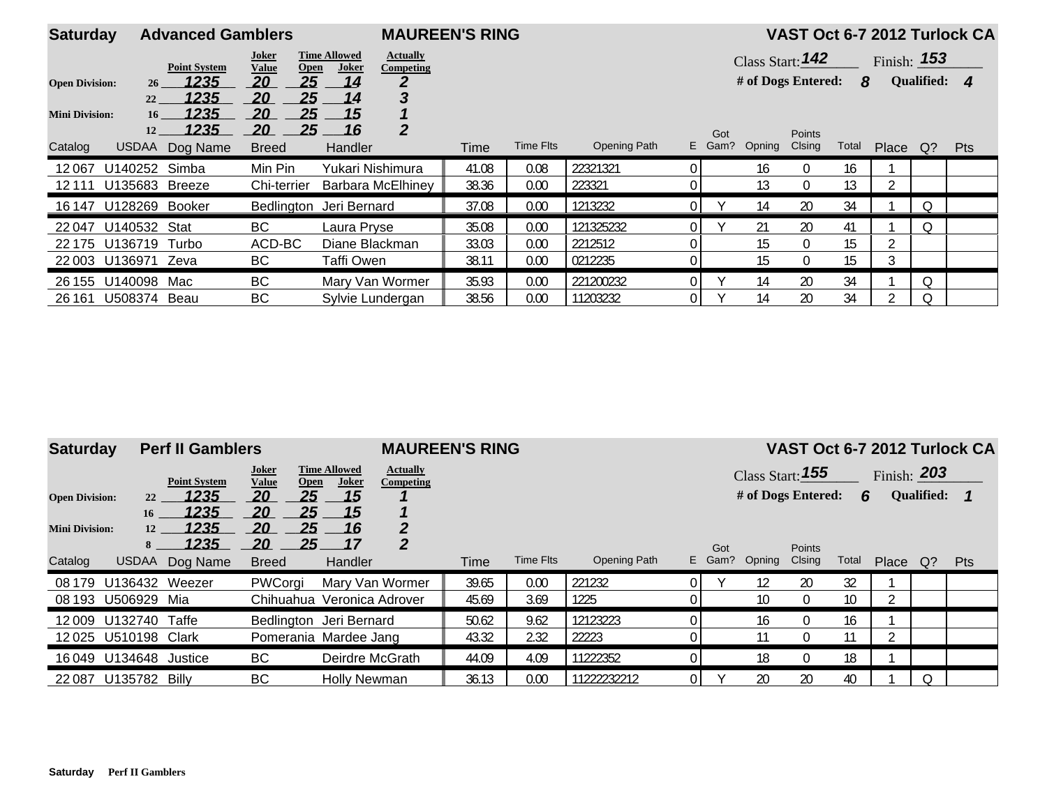**Saturday** **Advanced Gamblers** **MAUREEN'S RING** **VAST Oct 6-7 2012 Turlock CA**

| | Point System | Joker Value | Time Allowed Open | Time Allowed Joker | Actually Competing |
|---|---|---|---|---|---|
| **Open Division:** 26 | 1235 | 20 | 25 | 14 | 2 |
| 22 | 1235 | 20 | 25 | 14 | 3 |
| **Mini Division:** 16 | 1235 | 20 | 25 | 15 | 1 |
| 12 | 1235 | 20 | 25 | 16 | 2 |

Class Start: 142 Finish: 153

**# of Dogs Entered:** 8 **Qualified:** 4

| Catalog | USDAA | Dog Name | Breed | Handler | Time | Time Flts | Opening Path | E | Got Gam? | Opning | Points Clsing | Total | Place | Q? | Pts |
|---|---|---|---|---|---|---|---|---|---|---|---|---|---|---|---|
| 12 067 | U140252 | Simba | Min Pin | Yukari Nishimura | 41.08 | 0.08 | 22321321 | 0 | | 16 | 0 | 16 | 1 | | |
| 12 111 | U135683 | Breeze | Chi-terrier | Barbara McElhiney | 38.36 | 0.00 | 223321 | 0 | | 13 | 0 | 13 | 2 | | |
| 16 147 | U128269 | Booker | Bedlington | Jeri Bernard | 37.08 | 0.00 | 1213232 | 0 | Y | 14 | 20 | 34 | 1 | Q | |
| 22 047 | U140532 | Stat | BC | Laura Pryse | 35.08 | 0.00 | 121325232 | 0 | Y | 21 | 20 | 41 | 1 | Q | |
| 22 175 | U136719 | Turbo | ACD-BC | Diane Blackman | 33.03 | 0.00 | 2212512 | 0 | | 15 | 0 | 15 | 2 | | |
| 22 003 | U136971 | Zeva | BC | Taffi Owen | 38.11 | 0.00 | 0212235 | 0 | | 15 | 0 | 15 | 3 | | |
| 26 155 | U140098 | Mac | BC | Mary Van Wormer | 35.93 | 0.00 | 221200232 | 0 | Y | 14 | 20 | 34 | 1 | Q | |
| 26 161 | U508374 | Beau | BC | Sylvie Lundergan | 38.56 | 0.00 | 11203232 | 0 | Y | 14 | 20 | 34 | 2 | Q | |

**Saturday** **Perf II Gamblers** **MAUREEN'S RING** **VAST Oct 6-7 2012 Turlock CA**

| | Point System | Joker Value | Time Allowed Open | Time Allowed Joker | Actually Competing |
|---|---|---|---|---|---|
| **Open Division:** 22 | 1235 | 20 | 25 | 15 | 1 |
| 16 | 1235 | 20 | 25 | 15 | 1 |
| **Mini Division:** 12 | 1235 | 20 | 25 | 16 | 2 |
| 8 | 1235 | 20 | 25 | 17 | 2 |

Class Start: 155 Finish: 203

**# of Dogs Entered:** 6 **Qualified:** 1

| Catalog | USDAA | Dog Name | Breed | Handler | Time | Time Flts | Opening Path | E | Got Gam? | Opning | Points Clsing | Total | Place | Q? | Pts |
|---|---|---|---|---|---|---|---|---|---|---|---|---|---|---|---|
| 08 179 | U136432 | Weezer | PWCorgi | Mary Van Wormer | 39.65 | 0.00 | 221232 | 0 | Y | 12 | 20 | 32 | 1 | | |
| 08 193 | U506929 | Mia | Chihuahua | Veronica Adrover | 45.69 | 3.69 | 1225 | 0 | | 10 | 0 | 10 | 2 | | |
| 12 009 | U132740 | Taffe | Bedlington | Jeri Bernard | 50.62 | 9.62 | 12123223 | 0 | | 16 | 0 | 16 | 1 | | |
| 12 025 | U510198 | Clark | Pomerania | Mardee Jang | 43.32 | 2.32 | 22223 | 0 | | 11 | 0 | 11 | 2 | | |
| 16 049 | U134648 | Justice | BC | Deirdre McGrath | 44.09 | 4.09 | 11222352 | 0 | | 18 | 0 | 18 | 1 | | |
| 22 087 | U135782 | Billy | BC | Holly Newman | 36.13 | 0.00 | 11222232212 | 0 | Y | 20 | 20 | 40 | 1 | Q | |